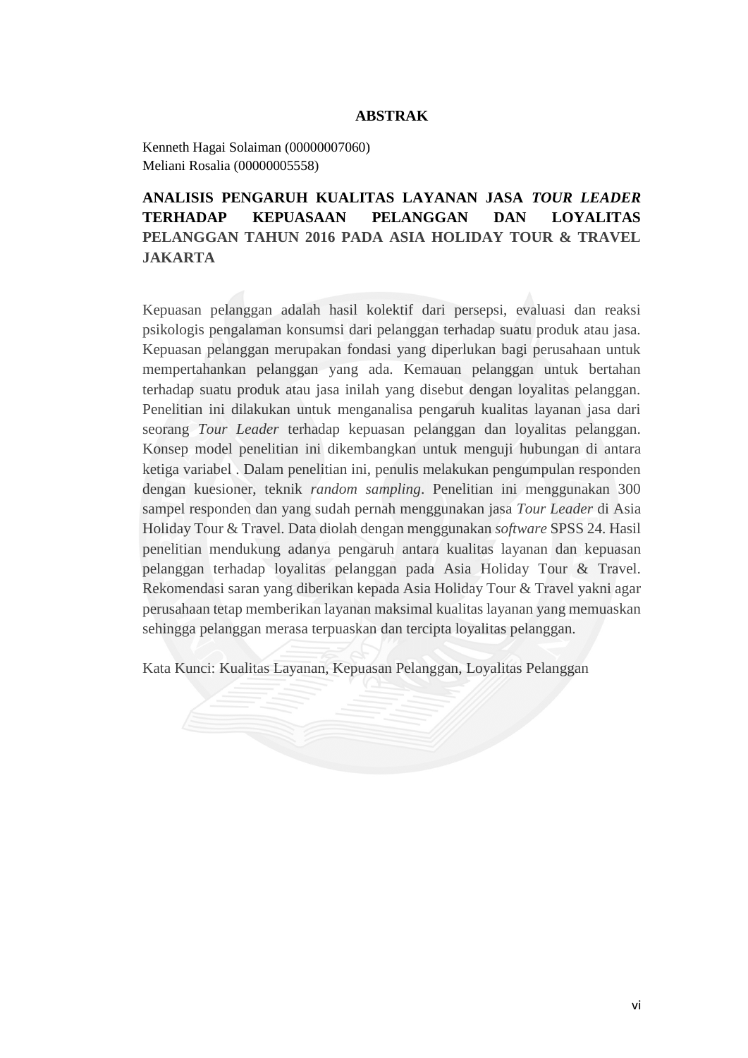# ABSTRAK

Kenneth Hagai Solaiman (00000007060)
Meliani Rosalia (00000005558)

**ANALISIS PENGARUH KUALITAS LAYANAN JASA *TOUR LEADER* TERHADAP KEPUASAAN PELANGGAN DAN LOYALITAS PELANGGAN TAHUN 2016 PADA ASIA HOLIDAY TOUR & TRAVEL JAKARTA**

Kepuasan pelanggan adalah hasil kolektif dari persepsi, evaluasi dan reaksi psikologis pengalaman konsumsi dari pelanggan terhadap suatu produk atau jasa. Kepuasan pelanggan merupakan fondasi yang diperlukan bagi perusahaan untuk mempertahankan pelanggan yang ada. Kemauan pelanggan untuk bertahan terhadap suatu produk atau jasa inilah yang disebut dengan loyalitas pelanggan. Penelitian ini dilakukan untuk menganalisa pengaruh kualitas layanan jasa dari seorang *Tour Leader* terhadap kepuasan pelanggan dan loyalitas pelanggan. Konsep model penelitian ini dikembangkan untuk menguji hubungan di antara ketiga variabel . Dalam penelitian ini, penulis melakukan pengumpulan responden dengan kuesioner, teknik *random sampling*. Penelitian ini menggunakan 300 sampel responden dan yang sudah pernah menggunakan jasa *Tour Leader* di Asia Holiday Tour & Travel. Data diolah dengan menggunakan *software* SPSS 24. Hasil penelitian mendukung adanya pengaruh antara kualitas layanan dan kepuasan pelanggan terhadap loyalitas pelanggan pada Asia Holiday Tour & Travel. Rekomendasi saran yang diberikan kepada Asia Holiday Tour & Travel yakni agar perusahaan tetap memberikan layanan maksimal kualitas layanan yang memuaskan sehingga pelanggan merasa terpuaskan dan tercipta loyalitas pelanggan.

Kata Kunci: Kualitas Layanan, Kepuasan Pelanggan, Loyalitas Pelanggan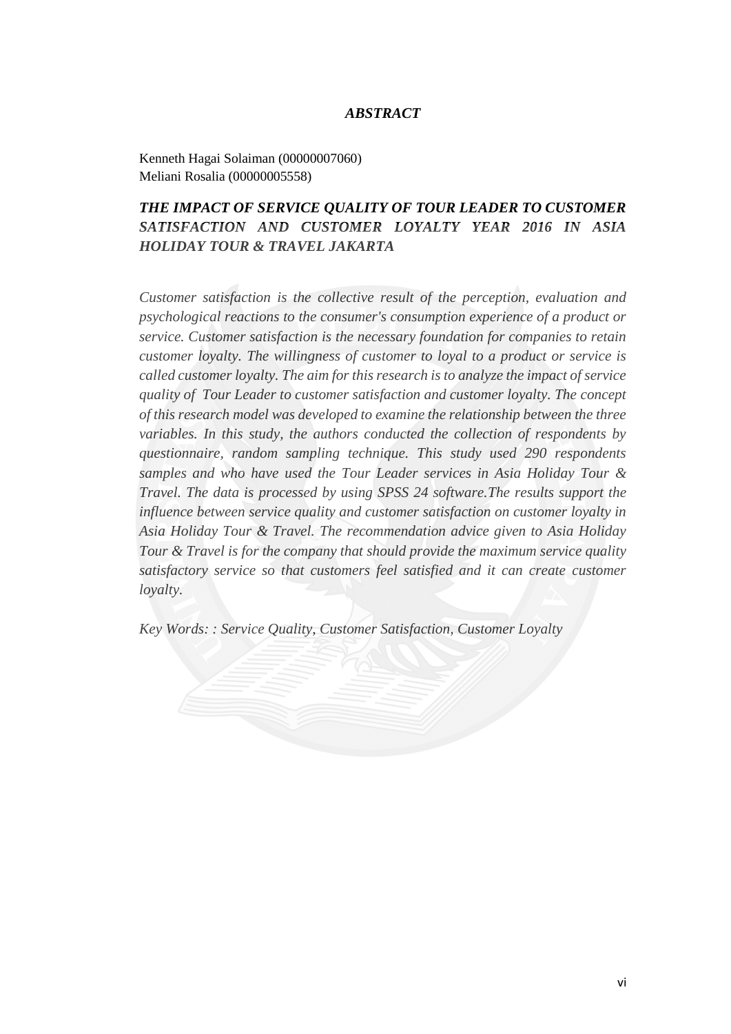## *ABSTRACT*

Kenneth Hagai Solaiman (00000007060)
Meliani Rosalia (00000005558)

***THE IMPACT OF SERVICE QUALITY OF TOUR LEADER TO CUSTOMER SATISFACTION AND CUSTOMER LOYALTY YEAR 2016 IN ASIA HOLIDAY TOUR & TRAVEL JAKARTA***

*Customer satisfaction is the collective result of the perception, evaluation and psychological reactions to the consumer's consumption experience of a product or service. Customer satisfaction is the necessary foundation for companies to retain customer loyalty. The willingness of customer to loyal to a product or service is called customer loyalty. The aim for this research is to analyze the impact of service quality of Tour Leader to customer satisfaction and customer loyalty. The concept of this research model was developed to examine the relationship between the three variables. In this study, the authors conducted the collection of respondents by questionnaire, random sampling technique. This study used 290 respondents samples and who have used the Tour Leader services in Asia Holiday Tour & Travel. The data is processed by using SPSS 24 software.The results support the influence between service quality and customer satisfaction on customer loyalty in Asia Holiday Tour & Travel. The recommendation advice given to Asia Holiday Tour & Travel is for the company that should provide the maximum service quality satisfactory service so that customers feel satisfied and it can create customer loyalty.*

*Key Words: : Service Quality, Customer Satisfaction, Customer Loyalty*